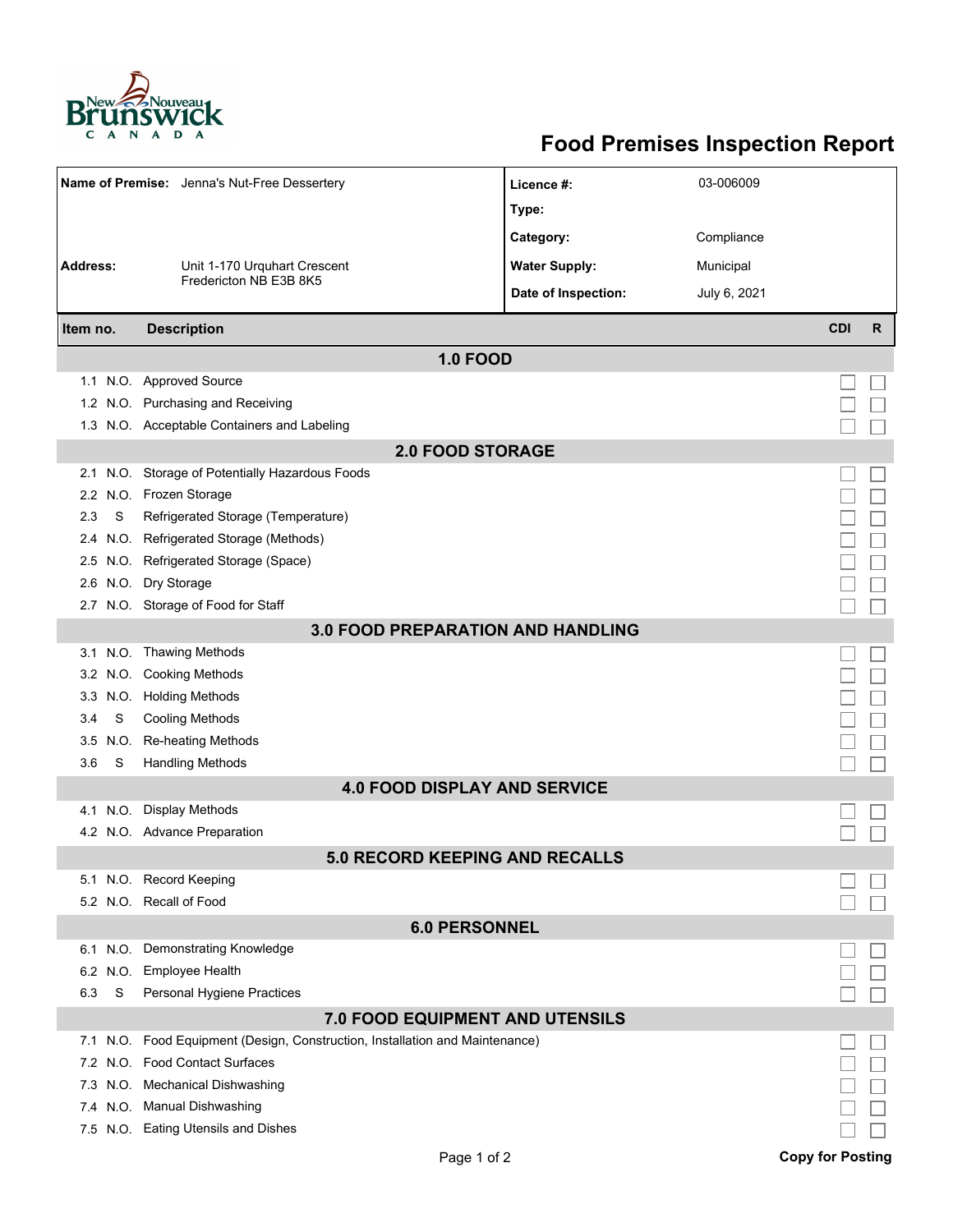New Brunswick / Nouveau Brunswick CANADA

# Food Premises Inspection Report

| | | | |
|---|---|---|---|
| **Name of Premise:** | Jenna's Nut-Free Dessertery | **Licence #:** | 03-006009 |
| | | **Type:** | |
| | | **Category:** | Compliance |
| **Address:** | Unit 1-170 Urquhart Crescent Fredericton NB E3B 8K5 | **Water Supply:** | Municipal |
| | | **Date of Inspection:** | July 6, 2021 |

| Item no. | | Description | CDI | R |
|---|---|---|---|---|
| **1.0 FOOD** | | | | |
| 1.1 | N.O. | Approved Source | ☐ | ☐ |
| 1.2 | N.O. | Purchasing and Receiving | ☐ | ☐ |
| 1.3 | N.O. | Acceptable Containers and Labeling | ☐ | ☐ |
| **2.0 FOOD STORAGE** | | | | |
| 2.1 | N.O. | Storage of Potentially Hazardous Foods | ☐ | ☐ |
| 2.2 | N.O. | Frozen Storage | ☐ | ☐ |
| 2.3 | S | Refrigerated Storage (Temperature) | ☐ | ☐ |
| 2.4 | N.O. | Refrigerated Storage (Methods) | ☐ | ☐ |
| 2.5 | N.O. | Refrigerated Storage (Space) | ☐ | ☐ |
| 2.6 | N.O. | Dry Storage | ☐ | ☐ |
| 2.7 | N.O. | Storage of Food for Staff | ☐ | ☐ |
| **3.0 FOOD PREPARATION AND HANDLING** | | | | |
| 3.1 | N.O. | Thawing Methods | ☐ | ☐ |
| 3.2 | N.O. | Cooking Methods | ☐ | ☐ |
| 3.3 | N.O. | Holding Methods | ☐ | ☐ |
| 3.4 | S | Cooling Methods | ☐ | ☐ |
| 3.5 | N.O. | Re-heating Methods | ☐ | ☐ |
| 3.6 | S | Handling Methods | ☐ | ☐ |
| **4.0 FOOD DISPLAY AND SERVICE** | | | | |
| 4.1 | N.O. | Display Methods | ☐ | ☐ |
| 4.2 | N.O. | Advance Preparation | ☐ | ☐ |
| **5.0 RECORD KEEPING AND RECALLS** | | | | |
| 5.1 | N.O. | Record Keeping | ☐ | ☐ |
| 5.2 | N.O. | Recall of Food | ☐ | ☐ |
| **6.0 PERSONNEL** | | | | |
| 6.1 | N.O. | Demonstrating Knowledge | ☐ | ☐ |
| 6.2 | N.O. | Employee Health | ☐ | ☐ |
| 6.3 | S | Personal Hygiene Practices | ☐ | ☐ |
| **7.0 FOOD EQUIPMENT AND UTENSILS** | | | | |
| 7.1 | N.O. | Food Equipment (Design, Construction, Installation and Maintenance) | ☐ | ☐ |
| 7.2 | N.O. | Food Contact Surfaces | ☐ | ☐ |
| 7.3 | N.O. | Mechanical Dishwashing | ☐ | ☐ |
| 7.4 | N.O. | Manual Dishwashing | ☐ | ☐ |
| 7.5 | N.O. | Eating Utensils and Dishes | ☐ | ☐ |

**Copy for Posting**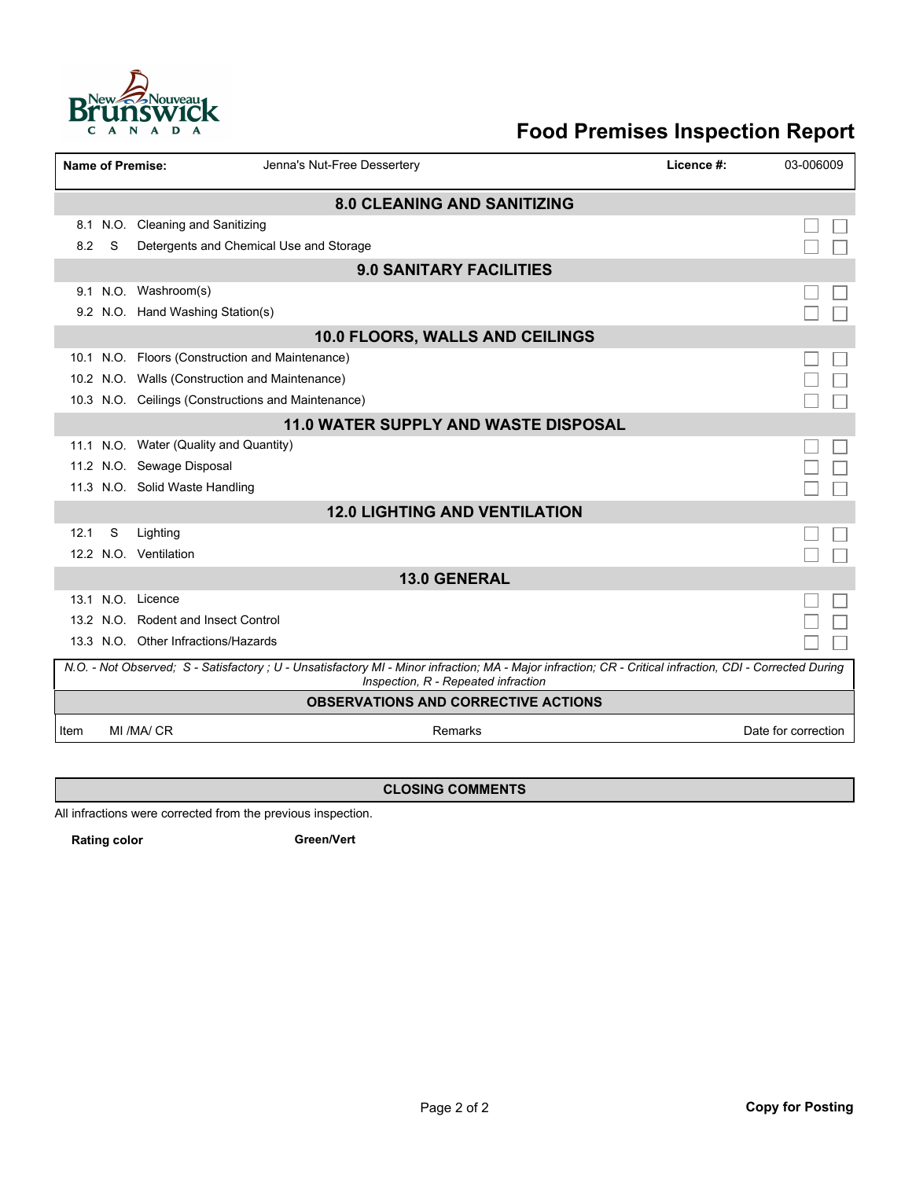# Food Premises Inspection Report

| **Name of Premise:** | Jenna's Nut-Free Dessertery | **Licence #:** | 03-006009 |
|---|---|---|---|

## 8.0 CLEANING AND SANITIZING

| | | | | |
|---|---|---|---|---|
| 8.1 | N.O. | Cleaning and Sanitizing | | |
| 8.2 | S | Detergents and Chemical Use and Storage | | |

## 9.0 SANITARY FACILITIES

| | | | | |
|---|---|---|---|---|
| 9.1 | N.O. | Washroom(s) | | |
| 9.2 | N.O. | Hand Washing Station(s) | | |

## 10.0 FLOORS, WALLS AND CEILINGS

| | | | | |
|---|---|---|---|---|
| 10.1 | N.O. | Floors (Construction and Maintenance) | | |
| 10.2 | N.O. | Walls (Construction and Maintenance) | | |
| 10.3 | N.O. | Ceilings (Constructions and Maintenance) | | |

## 11.0 WATER SUPPLY AND WASTE DISPOSAL

| | | | | |
|---|---|---|---|---|
| 11.1 | N.O. | Water (Quality and Quantity) | | |
| 11.2 | N.O. | Sewage Disposal | | |
| 11.3 | N.O. | Solid Waste Handling | | |

## 12.0 LIGHTING AND VENTILATION

| | | | | |
|---|---|---|---|---|
| 12.1 | S | Lighting | | |
| 12.2 | N.O. | Ventilation | | |

## 13.0 GENERAL

| | | | | |
|---|---|---|---|---|
| 13.1 | N.O. | Licence | | |
| 13.2 | N.O. | Rodent and Insect Control | | |
| 13.3 | N.O. | Other Infractions/Hazards | | |

*N.O. - Not Observed; S - Satisfactory ; U - Unsatisfactory MI - Minor infraction; MA - Major infraction; CR - Critical infraction, CDI - Corrected During Inspection, R - Repeated infraction*

## OBSERVATIONS AND CORRECTIVE ACTIONS

| Item | MI /MA/ CR | Remarks | Date for correction |
|---|---|---|---|

## CLOSING COMMENTS

All infractions were corrected from the previous inspection.

**Rating color** **Green/Vert**

**Copy for Posting**